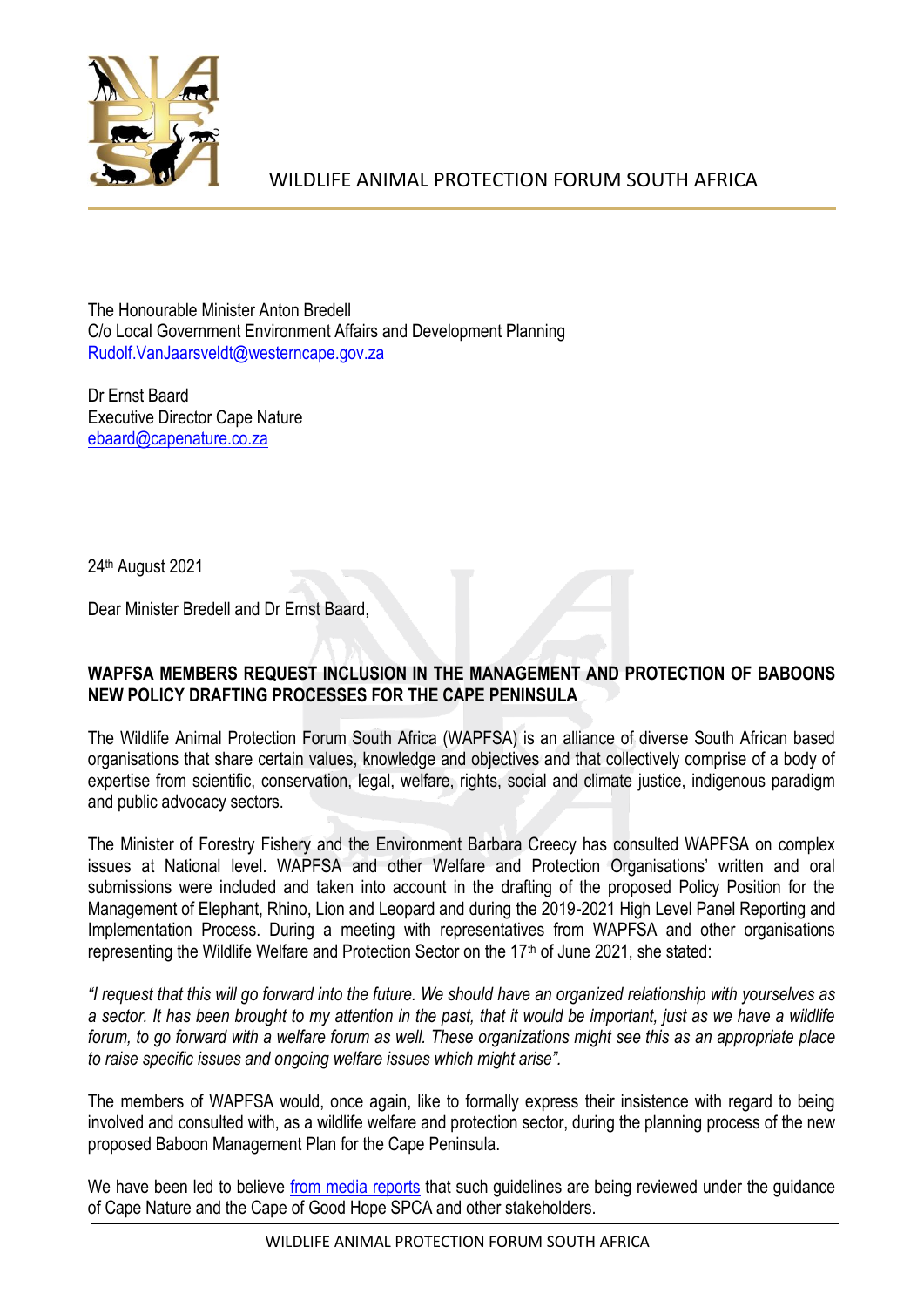WILDLIFE ANIMAL PROTECTION FORUM SOUTH AFRICA

The Honourable Minister Anton Bredell
C/o Local Government Environment Affairs and Development Planning
Rudolf.VanJaarsveldt@westerncape.gov.za

Dr Ernst Baard
Executive Director Cape Nature
ebaard@capenature.co.za

24th August 2021

Dear Minister Bredell and Dr Ernst Baard,

**WAPFSA MEMBERS REQUEST INCLUSION IN THE MANAGEMENT AND PROTECTION OF BABOONS NEW POLICY DRAFTING PROCESSES FOR THE CAPE PENINSULA**

The Wildlife Animal Protection Forum South Africa (WAPFSA) is an alliance of diverse South African based organisations that share certain values, knowledge and objectives and that collectively comprise of a body of expertise from scientific, conservation, legal, welfare, rights, social and climate justice, indigenous paradigm and public advocacy sectors.

The Minister of Forestry Fishery and the Environment Barbara Creecy has consulted WAPFSA on complex issues at National level. WAPFSA and other Welfare and Protection Organisations' written and oral submissions were included and taken into account in the drafting of the proposed Policy Position for the Management of Elephant, Rhino, Lion and Leopard and during the 2019-2021 High Level Panel Reporting and Implementation Process. During a meeting with representatives from WAPFSA and other organisations representing the Wildlife Welfare and Protection Sector on the 17th of June 2021, she stated:

*"I request that this will go forward into the future. We should have an organized relationship with yourselves as a sector. It has been brought to my attention in the past, that it would be important, just as we have a wildlife forum, to go forward with a welfare forum as well. These organizations might see this as an appropriate place to raise specific issues and ongoing welfare issues which might arise".*

The members of WAPFSA would, once again, like to formally express their insistence with regard to being involved and consulted with, as a wildlife welfare and protection sector, during the planning process of the new proposed Baboon Management Plan for the Cape Peninsula.

We have been led to believe from media reports that such guidelines are being reviewed under the guidance of Cape Nature and the Cape of Good Hope SPCA and other stakeholders.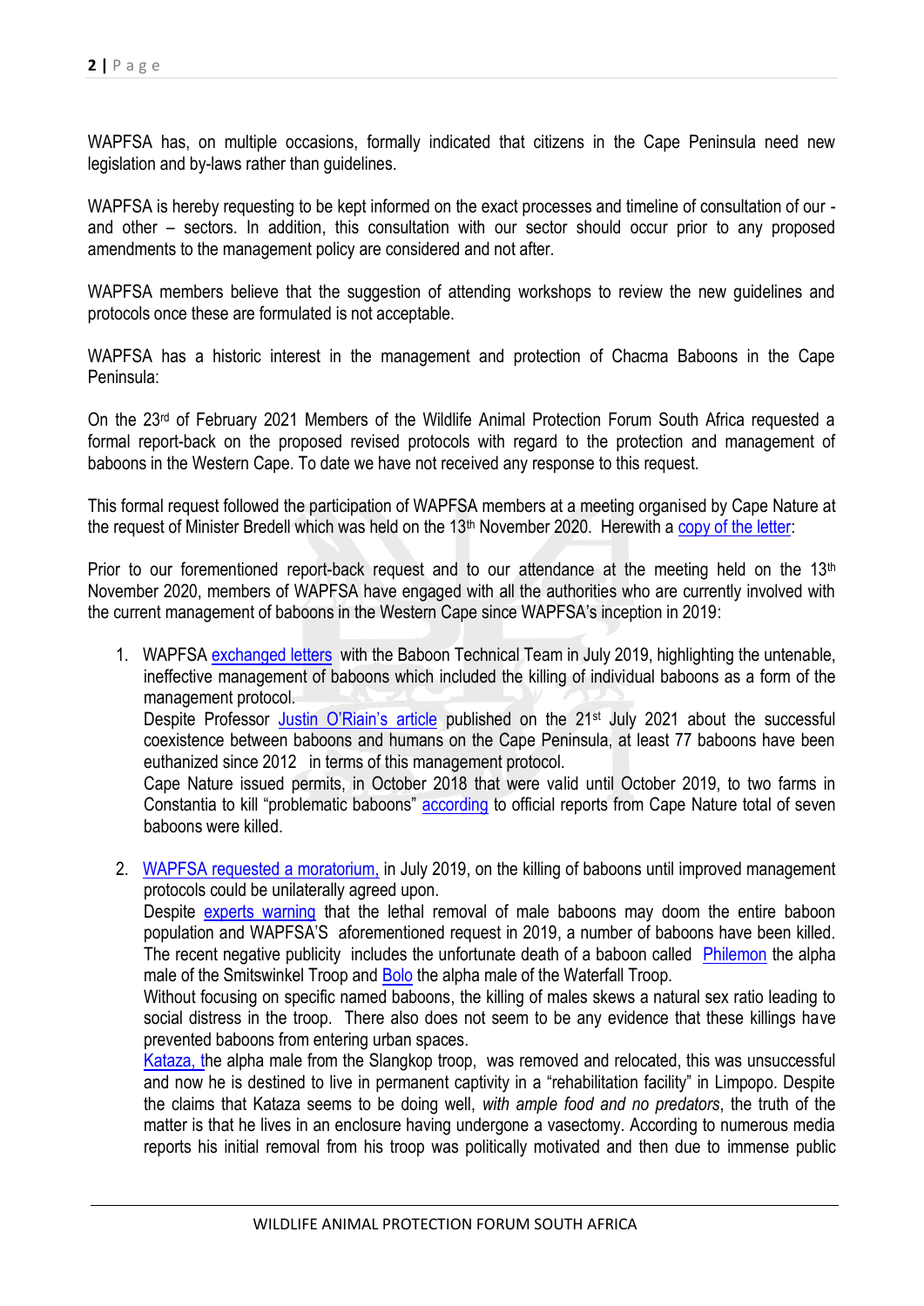WAPFSA has, on multiple occasions, formally indicated that citizens in the Cape Peninsula need new legislation and by-laws rather than guidelines.

WAPFSA is hereby requesting to be kept informed on the exact processes and timeline of consultation of our - and other – sectors. In addition, this consultation with our sector should occur prior to any proposed amendments to the management policy are considered and not after.

WAPFSA members believe that the suggestion of attending workshops to review the new guidelines and protocols once these are formulated is not acceptable.

WAPFSA has a historic interest in the management and protection of Chacma Baboons in the Cape Peninsula:

On the 23rd of February 2021 Members of the Wildlife Animal Protection Forum South Africa requested a formal report-back on the proposed revised protocols with regard to the protection and management of baboons in the Western Cape. To date we have not received any response to this request.

This formal request followed the participation of WAPFSA members at a meeting organised by Cape Nature at the request of Minister Bredell which was held on the 13th November 2020. Herewith a copy of the letter:

Prior to our forementioned report-back request and to our attendance at the meeting held on the 13th November 2020, members of WAPFSA have engaged with all the authorities who are currently involved with the current management of baboons in the Western Cape since WAPFSA's inception in 2019:

1. WAPFSA exchanged letters with the Baboon Technical Team in July 2019, highlighting the untenable, ineffective management of baboons which included the killing of individual baboons as a form of the management protocol.
   Despite Professor Justin O'Riain's article published on the 21st July 2021 about the successful coexistence between baboons and humans on the Cape Peninsula, at least 77 baboons have been euthanized since 2012 in terms of this management protocol.
   Cape Nature issued permits, in October 2018 that were valid until October 2019, to two farms in Constantia to kill "problematic baboons" according to official reports from Cape Nature total of seven baboons were killed.

2. WAPFSA requested a moratorium, in July 2019, on the killing of baboons until improved management protocols could be unilaterally agreed upon.
   Despite experts warning that the lethal removal of male baboons may doom the entire baboon population and WAPFSA'S aforementioned request in 2019, a number of baboons have been killed. The recent negative publicity includes the unfortunate death of a baboon called Philemon the alpha male of the Smitswinkel Troop and Bolo the alpha male of the Waterfall Troop.
   Without focusing on specific named baboons, the killing of males skews a natural sex ratio leading to social distress in the troop. There also does not seem to be any evidence that these killings have prevented baboons from entering urban spaces.
   Kataza, the alpha male from the Slangkop troop, was removed and relocated, this was unsuccessful and now he is destined to live in permanent captivity in a "rehabilitation facility" in Limpopo. Despite the claims that Kataza seems to be doing well, *with ample food and no predators*, the truth of the matter is that he lives in an enclosure having undergone a vasectomy. According to numerous media reports his initial removal from his troop was politically motivated and then due to immense public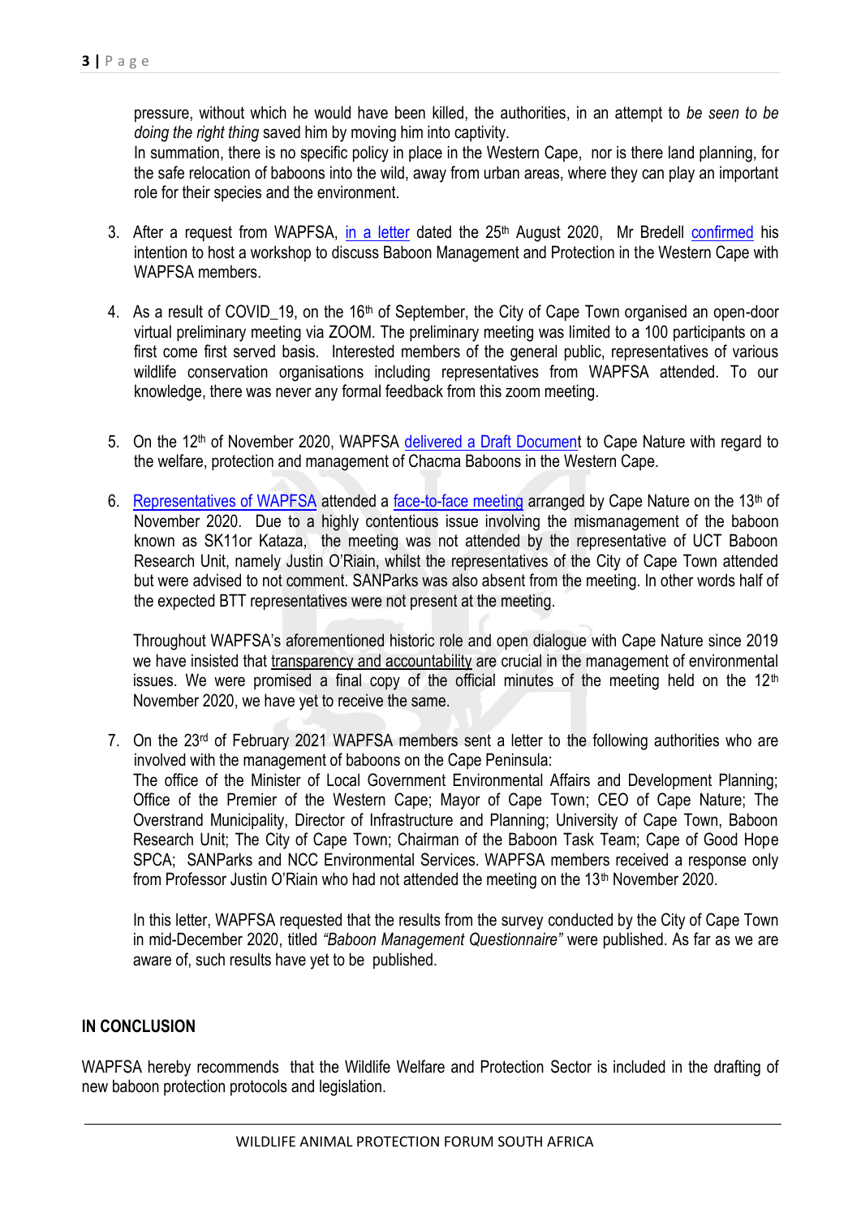pressure, without which he would have been killed, the authorities, in an attempt to *be seen to be doing the right thing* saved him by moving him into captivity.
In summation, there is no specific policy in place in the Western Cape, nor is there land planning, for the safe relocation of baboons into the wild, away from urban areas, where they can play an important role for their species and the environment.

3. After a request from WAPFSA, in a letter dated the 25th August 2020, Mr Bredell confirmed his intention to host a workshop to discuss Baboon Management and Protection in the Western Cape with WAPFSA members.

4. As a result of COVID_19, on the 16th of September, the City of Cape Town organised an open-door virtual preliminary meeting via ZOOM. The preliminary meeting was limited to a 100 participants on a first come first served basis. Interested members of the general public, representatives of various wildlife conservation organisations including representatives from WAPFSA attended. To our knowledge, there was never any formal feedback from this zoom meeting.

5. On the 12th of November 2020, WAPFSA delivered a Draft Document to Cape Nature with regard to the welfare, protection and management of Chacma Baboons in the Western Cape.

6. Representatives of WAPFSA attended a face-to-face meeting arranged by Cape Nature on the 13th of November 2020. Due to a highly contentious issue involving the mismanagement of the baboon known as SK11or Kataza, the meeting was not attended by the representative of UCT Baboon Research Unit, namely Justin O'Riain, whilst the representatives of the City of Cape Town attended but were advised to not comment. SANParks was also absent from the meeting. In other words half of the expected BTT representatives were not present at the meeting.

   Throughout WAPFSA's aforementioned historic role and open dialogue with Cape Nature since 2019 we have insisted that transparency and accountability are crucial in the management of environmental issues. We were promised a final copy of the official minutes of the meeting held on the 12th November 2020, we have yet to receive the same.

7. On the 23rd of February 2021 WAPFSA members sent a letter to the following authorities who are involved with the management of baboons on the Cape Peninsula:
   The office of the Minister of Local Government Environmental Affairs and Development Planning; Office of the Premier of the Western Cape; Mayor of Cape Town; CEO of Cape Nature; The Overstrand Municipality, Director of Infrastructure and Planning; University of Cape Town, Baboon Research Unit; The City of Cape Town; Chairman of the Baboon Task Team; Cape of Good Hope SPCA; SANParks and NCC Environmental Services. WAPFSA members received a response only from Professor Justin O'Riain who had not attended the meeting on the 13th November 2020.

   In this letter, WAPFSA requested that the results from the survey conducted by the City of Cape Town in mid-December 2020, titled *"Baboon Management Questionnaire"* were published. As far as we are aware of, such results have yet to be published.

**IN CONCLUSION**

WAPFSA hereby recommends that the Wildlife Welfare and Protection Sector is included in the drafting of new baboon protection protocols and legislation.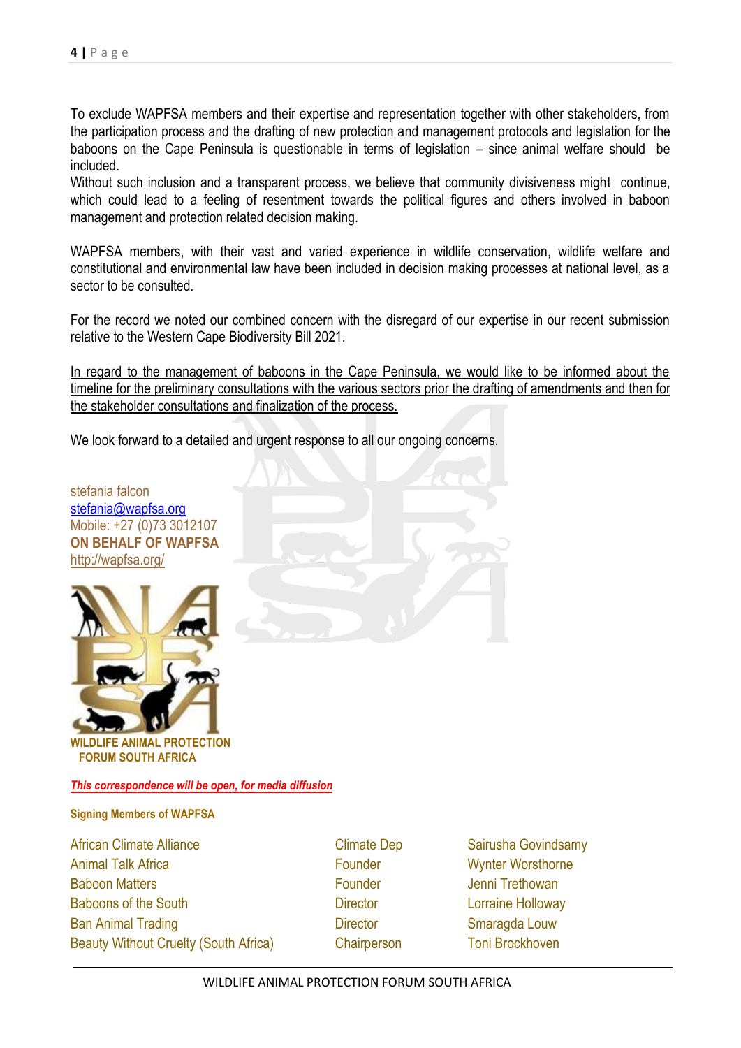To exclude WAPFSA members and their expertise and representation together with other stakeholders, from the participation process and the drafting of new protection and management protocols and legislation for the baboons on the Cape Peninsula is questionable in terms of legislation – since animal welfare should be included.
Without such inclusion and a transparent process, we believe that community divisiveness might continue, which could lead to a feeling of resentment towards the political figures and others involved in baboon management and protection related decision making.

WAPFSA members, with their vast and varied experience in wildlife conservation, wildlife welfare and constitutional and environmental law have been included in decision making processes at national level, as a sector to be consulted.

For the record we noted our combined concern with the disregard of our expertise in our recent submission relative to the Western Cape Biodiversity Bill 2021.

<u>In regard to the management of baboons in the Cape Peninsula, we would like to be informed about the timeline for the preliminary consultations with the various sectors prior the drafting of amendments and then for the stakeholder consultations and finalization of the process.</u>

We look forward to a detailed and urgent response to all our ongoing concerns.

stefania falcon
stefania@wapfsa.org
Mobile: +27 (0)73 3012107
**ON BEHALF OF WAPFSA**
http://wapfsa.org/

**WILDLIFE ANIMAL PROTECTION FORUM SOUTH AFRICA**

***<u>This correspondence will be open, for media diffusion</u>***

**Signing Members of WAPFSA**

| | | |
|---|---|---|
| African Climate Alliance | Climate Dep | Sairusha Govindsamy |
| Animal Talk Africa | Founder | Wynter Worsthorne |
| Baboon Matters | Founder | Jenni Trethowan |
| Baboons of the South | Director | Lorraine Holloway |
| Ban Animal Trading | Director | Smaragda Louw |
| Beauty Without Cruelty (South Africa) | Chairperson | Toni Brockhoven |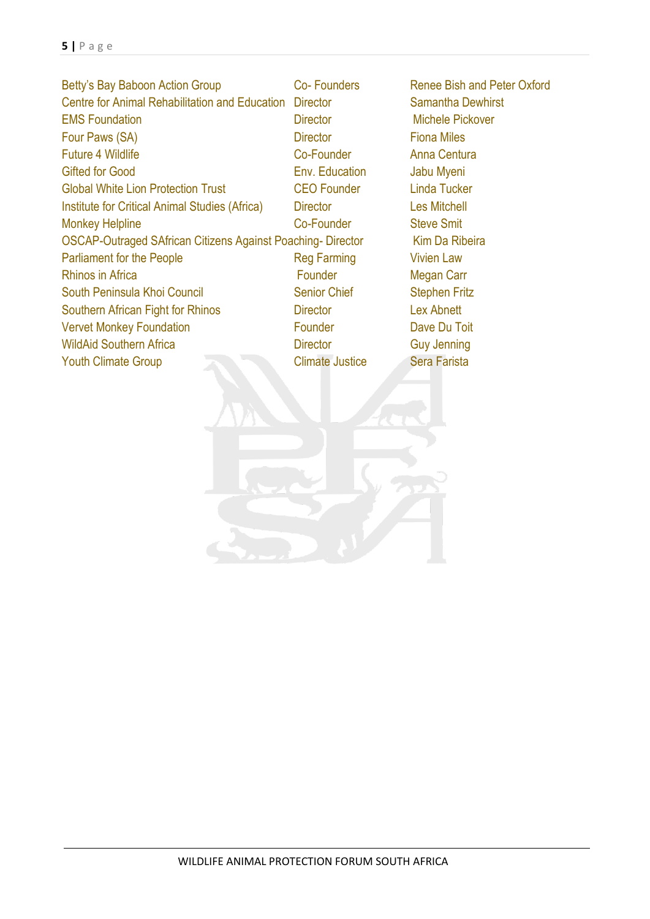| | | |
|---|---|---|
| Betty's Bay Baboon Action Group | Co- Founders | Renee Bish and Peter Oxford |
| Centre for Animal Rehabilitation and Education | Director | Samantha Dewhirst |
| EMS Foundation | Director | Michele Pickover |
| Four Paws (SA) | Director | Fiona Miles |
| Future 4 Wildlife | Co-Founder | Anna Centura |
| Gifted for Good | Env. Education | Jabu Myeni |
| Global White Lion Protection Trust | CEO Founder | Linda Tucker |
| Institute for Critical Animal Studies (Africa) | Director | Les Mitchell |
| Monkey Helpline | Co-Founder | Steve Smit |
| OSCAP-Outraged SAfrican Citizens Against Poaching- | Director | Kim Da Ribeira |
| Parliament for the People | Reg Farming | Vivien Law |
| Rhinos in Africa | Founder | Megan Carr |
| South Peninsula Khoi Council | Senior Chief | Stephen Fritz |
| Southern African Fight for Rhinos | Director | Lex Abnett |
| Vervet Monkey Foundation | Founder | Dave Du Toit |
| WildAid Southern Africa | Director | Guy Jenning |
| Youth Climate Group | Climate Justice | Sera Farista |